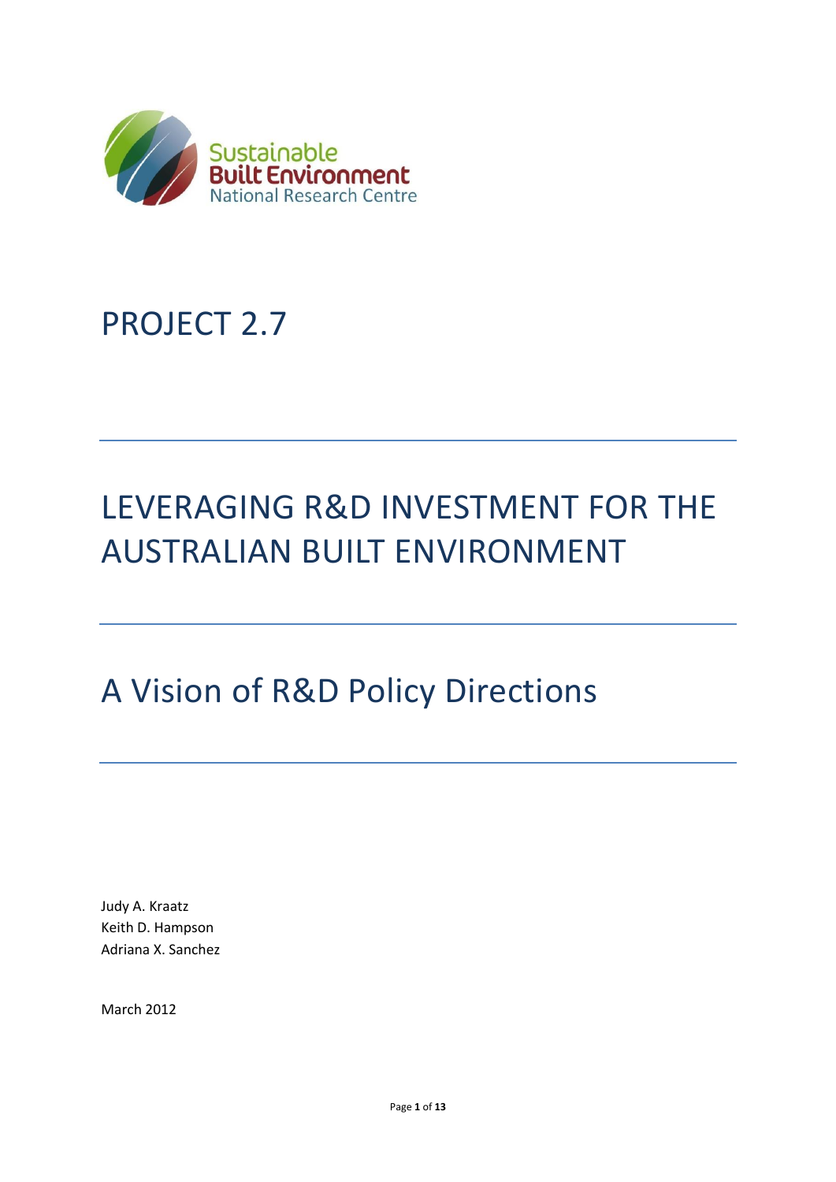Sustainable
Built Environment
National Research Centre

# PROJECT 2.7

# LEVERAGING R&D INVESTMENT FOR THE AUSTRALIAN BUILT ENVIRONMENT

## A Vision of R&D Policy Directions

Judy A. Kraatz
Keith D. Hampson
Adriana X. Sanchez

March 2012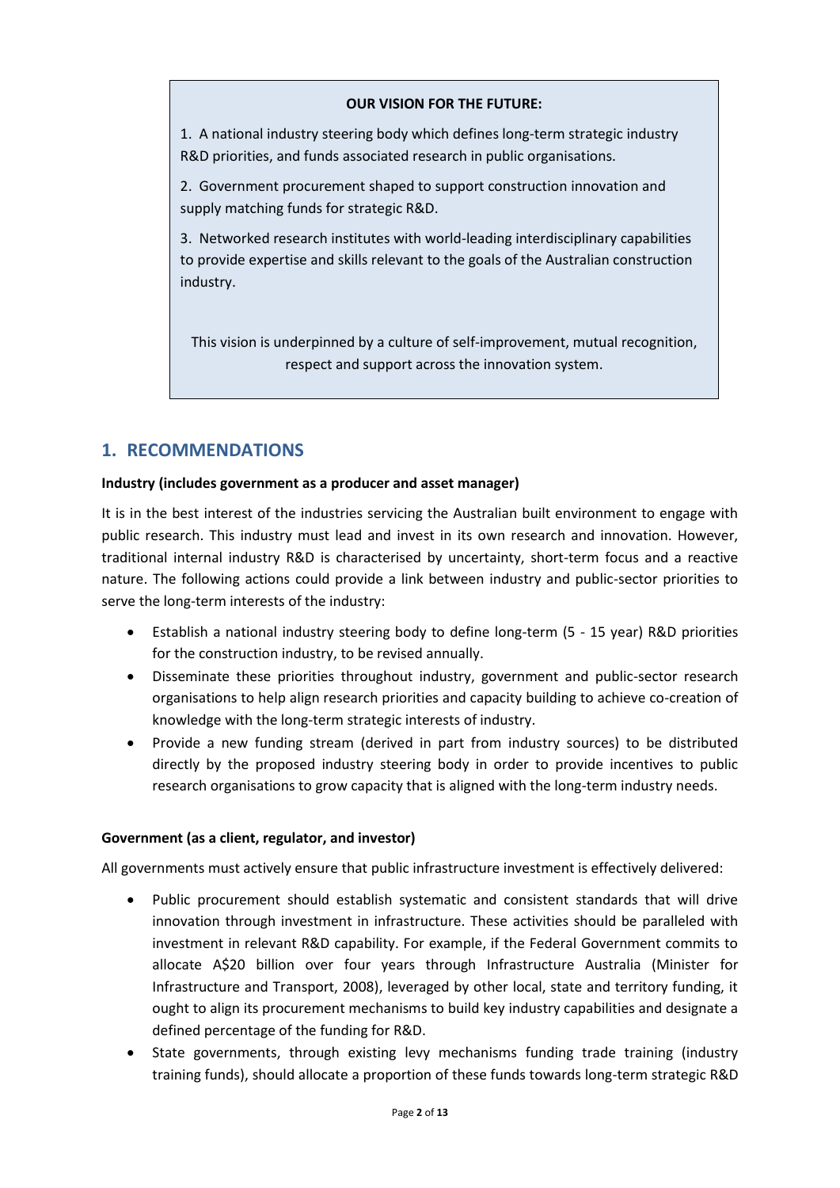**OUR VISION FOR THE FUTURE:**

1. A national industry steering body which defines long-term strategic industry R&D priorities, and funds associated research in public organisations.

2. Government procurement shaped to support construction innovation and supply matching funds for strategic R&D.

3. Networked research institutes with world-leading interdisciplinary capabilities to provide expertise and skills relevant to the goals of the Australian construction industry.

This vision is underpinned by a culture of self-improvement, mutual recognition, respect and support across the innovation system.

## 1. RECOMMENDATIONS

**Industry (includes government as a producer and asset manager)**

It is in the best interest of the industries servicing the Australian built environment to engage with public research. This industry must lead and invest in its own research and innovation. However, traditional internal industry R&D is characterised by uncertainty, short-term focus and a reactive nature. The following actions could provide a link between industry and public-sector priorities to serve the long-term interests of the industry:

- Establish a national industry steering body to define long-term (5 - 15 year) R&D priorities for the construction industry, to be revised annually.
- Disseminate these priorities throughout industry, government and public-sector research organisations to help align research priorities and capacity building to achieve co-creation of knowledge with the long-term strategic interests of industry.
- Provide a new funding stream (derived in part from industry sources) to be distributed directly by the proposed industry steering body in order to provide incentives to public research organisations to grow capacity that is aligned with the long-term industry needs.

**Government (as a client, regulator, and investor)**

All governments must actively ensure that public infrastructure investment is effectively delivered:

- Public procurement should establish systematic and consistent standards that will drive innovation through investment in infrastructure. These activities should be paralleled with investment in relevant R&D capability. For example, if the Federal Government commits to allocate A$20 billion over four years through Infrastructure Australia (Minister for Infrastructure and Transport, 2008), leveraged by other local, state and territory funding, it ought to align its procurement mechanisms to build key industry capabilities and designate a defined percentage of the funding for R&D.
- State governments, through existing levy mechanisms funding trade training (industry training funds), should allocate a proportion of these funds towards long-term strategic R&D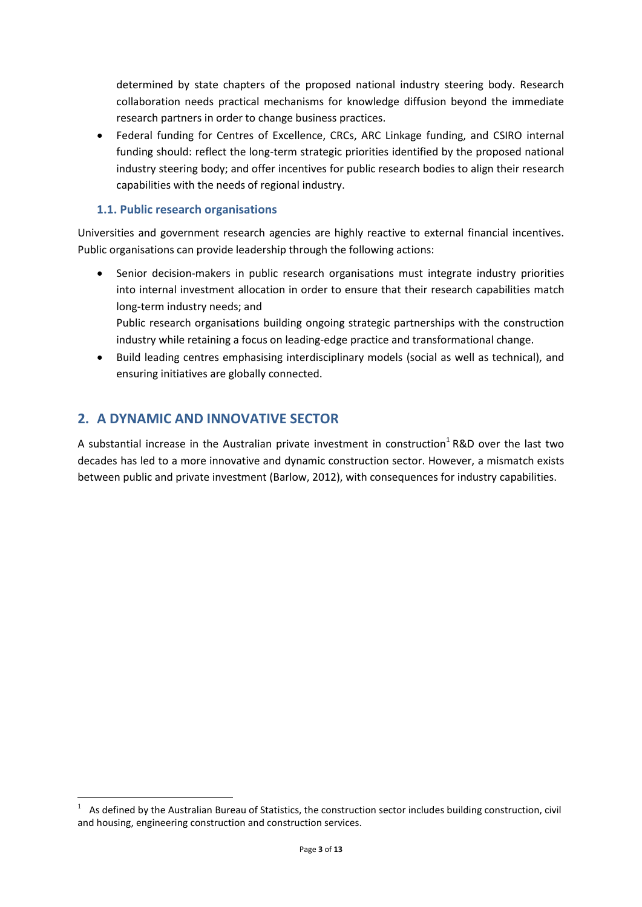determined by state chapters of the proposed national industry steering body. Research collaboration needs practical mechanisms for knowledge diffusion beyond the immediate research partners in order to change business practices.

- Federal funding for Centres of Excellence, CRCs, ARC Linkage funding, and CSIRO internal funding should: reflect the long-term strategic priorities identified by the proposed national industry steering body; and offer incentives for public research bodies to align their research capabilities with the needs of regional industry.

### 1.1. Public research organisations

Universities and government research agencies are highly reactive to external financial incentives. Public organisations can provide leadership through the following actions:

- Senior decision-makers in public research organisations must integrate industry priorities into internal investment allocation in order to ensure that their research capabilities match long-term industry needs; and

  Public research organisations building ongoing strategic partnerships with the construction industry while retaining a focus on leading-edge practice and transformational change.
- Build leading centres emphasising interdisciplinary models (social as well as technical), and ensuring initiatives are globally connected.

## 2. A DYNAMIC AND INNOVATIVE SECTOR

A substantial increase in the Australian private investment in construction[1] R&D over the last two decades has led to a more innovative and dynamic construction sector. However, a mismatch exists between public and private investment (Barlow, 2012), with consequences for industry capabilities.

---

[1] As defined by the Australian Bureau of Statistics, the construction sector includes building construction, civil and housing, engineering construction and construction services.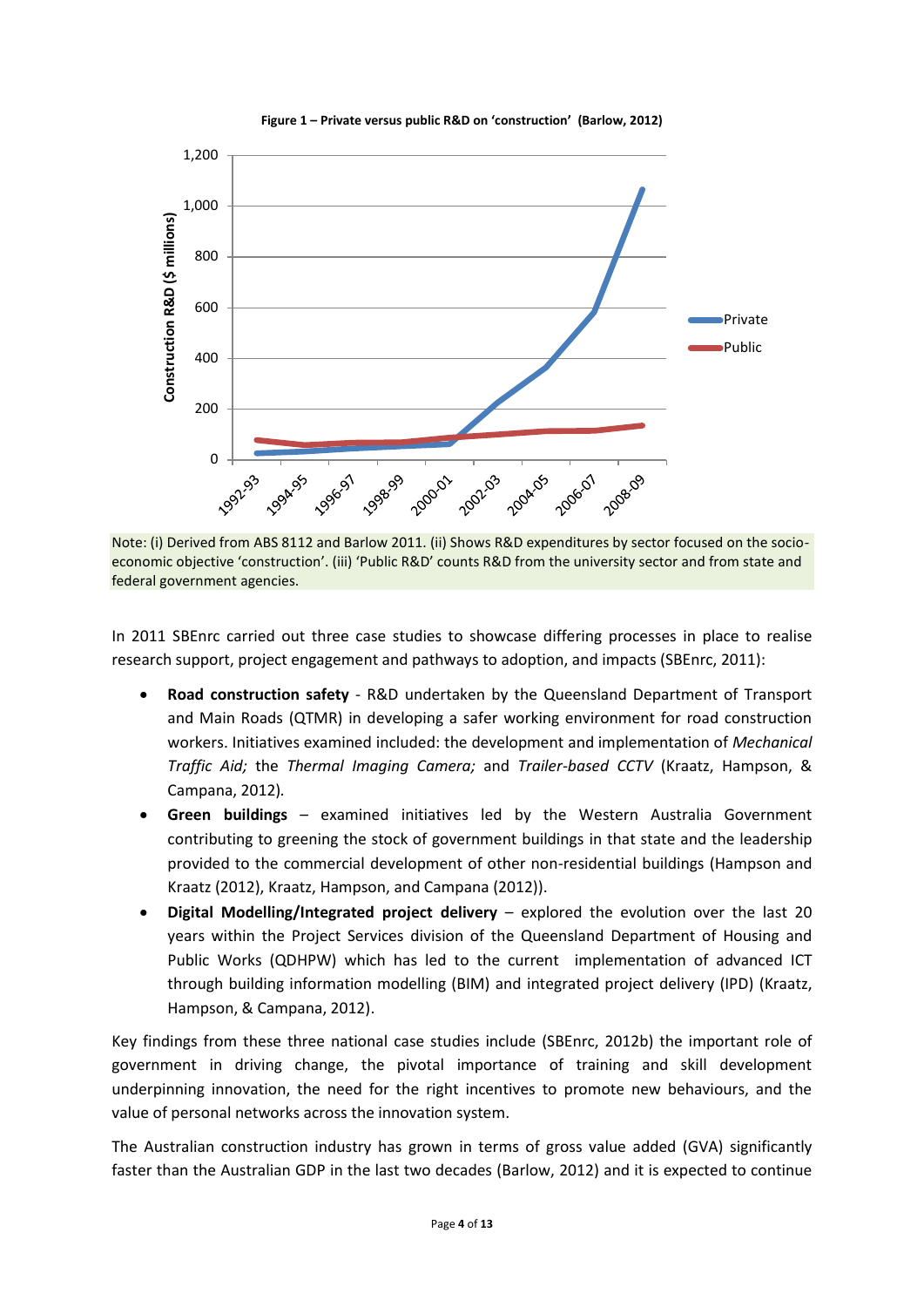**Figure 1 – Private versus public R&D on 'construction' (Barlow, 2012)**

Note: (i) Derived from ABS 8112 and Barlow 2011. (ii) Shows R&D expenditures by sector focused on the socio-economic objective 'construction'. (iii) 'Public R&D' counts R&D from the university sector and from state and federal government agencies.

In 2011 SBEnrc carried out three case studies to showcase differing processes in place to realise research support, project engagement and pathways to adoption, and impacts (SBEnrc, 2011):

- **Road construction safety** - R&D undertaken by the Queensland Department of Transport and Main Roads (QTMR) in developing a safer working environment for road construction workers. Initiatives examined included: the development and implementation of *Mechanical Traffic Aid;* the *Thermal Imaging Camera;* and *Trailer-based CCTV* (Kraatz, Hampson, & Campana, 2012)*.*
- **Green buildings** – examined initiatives led by the Western Australia Government contributing to greening the stock of government buildings in that state and the leadership provided to the commercial development of other non-residential buildings (Hampson and Kraatz (2012), Kraatz, Hampson, and Campana (2012)).
- **Digital Modelling/Integrated project delivery** – explored the evolution over the last 20 years within the Project Services division of the Queensland Department of Housing and Public Works (QDHPW) which has led to the current implementation of advanced ICT through building information modelling (BIM) and integrated project delivery (IPD) (Kraatz, Hampson, & Campana, 2012).

Key findings from these three national case studies include (SBEnrc, 2012b) the important role of government in driving change, the pivotal importance of training and skill development underpinning innovation, the need for the right incentives to promote new behaviours, and the value of personal networks across the innovation system.

The Australian construction industry has grown in terms of gross value added (GVA) significantly faster than the Australian GDP in the last two decades (Barlow, 2012) and it is expected to continue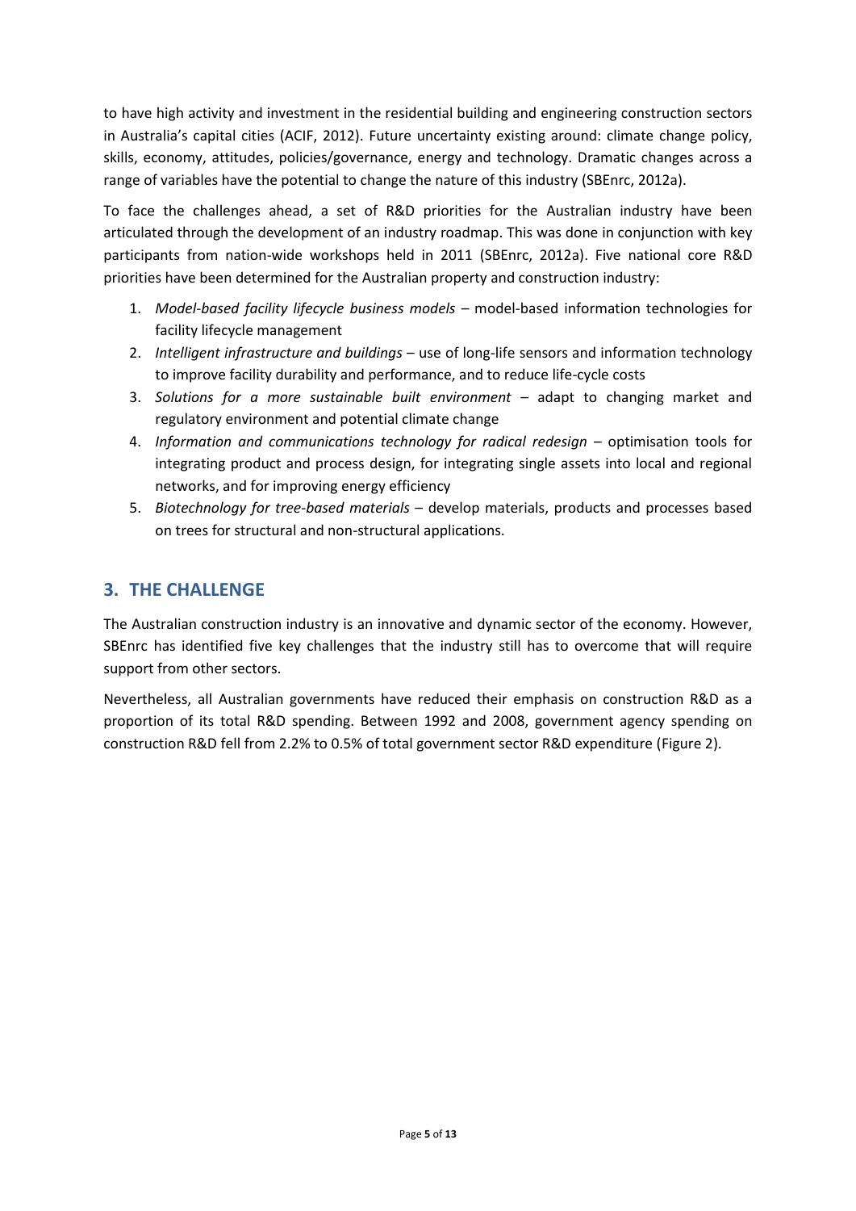to have high activity and investment in the residential building and engineering construction sectors in Australia's capital cities (ACIF, 2012). Future uncertainty existing around: climate change policy, skills, economy, attitudes, policies/governance, energy and technology. Dramatic changes across a range of variables have the potential to change the nature of this industry (SBEnrc, 2012a).

To face the challenges ahead, a set of R&D priorities for the Australian industry have been articulated through the development of an industry roadmap. This was done in conjunction with key participants from nation-wide workshops held in 2011 (SBEnrc, 2012a). Five national core R&D priorities have been determined for the Australian property and construction industry:

1. *Model-based facility lifecycle business models* – model-based information technologies for facility lifecycle management
2. *Intelligent infrastructure and buildings* – use of long-life sensors and information technology to improve facility durability and performance, and to reduce life-cycle costs
3. *Solutions for a more sustainable built environment* – adapt to changing market and regulatory environment and potential climate change
4. *Information and communications technology for radical redesign* – optimisation tools for integrating product and process design, for integrating single assets into local and regional networks, and for improving energy efficiency
5. *Biotechnology for tree-based materials* – develop materials, products and processes based on trees for structural and non-structural applications.

## 3. THE CHALLENGE

The Australian construction industry is an innovative and dynamic sector of the economy. However, SBEnrc has identified five key challenges that the industry still has to overcome that will require support from other sectors.

Nevertheless, all Australian governments have reduced their emphasis on construction R&D as a proportion of its total R&D spending. Between 1992 and 2008, government agency spending on construction R&D fell from 2.2% to 0.5% of total government sector R&D expenditure (Figure 2).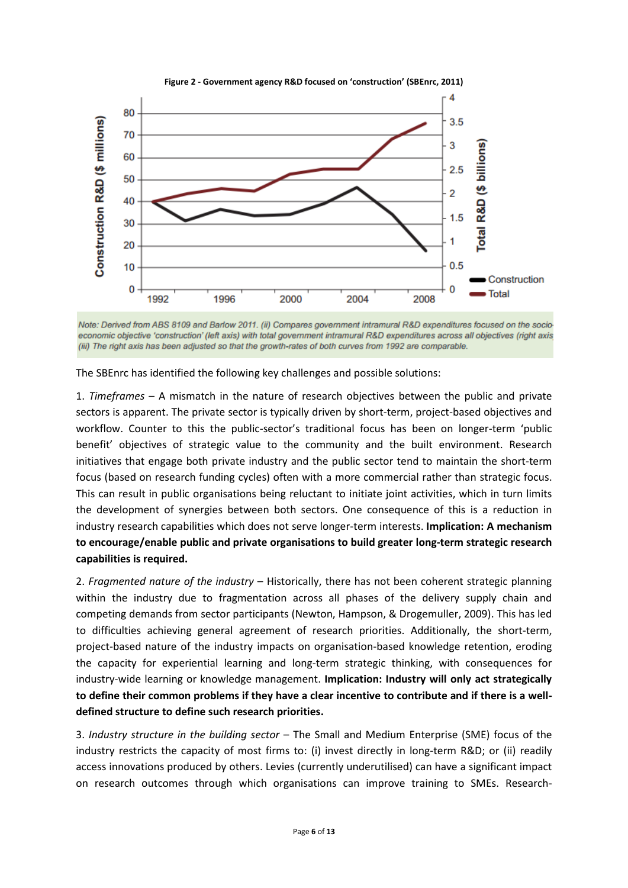**Figure 2 - Government agency R&D focused on 'construction' (SBEnrc, 2011)**

*Note: Derived from ABS 8109 and Barlow 2011. (ii) Compares government intramural R&D expenditures focused on the socio-economic objective 'construction' (left axis) with total government intramural R&D expenditures across all objectives (right axis). (iii) The right axis has been adjusted so that the growth-rates of both curves from 1992 are comparable.*

The SBEnrc has identified the following key challenges and possible solutions:

1. *Timeframes* – A mismatch in the nature of research objectives between the public and private sectors is apparent. The private sector is typically driven by short-term, project-based objectives and workflow. Counter to this the public-sector's traditional focus has been on longer-term 'public benefit' objectives of strategic value to the community and the built environment. Research initiatives that engage both private industry and the public sector tend to maintain the short-term focus (based on research funding cycles) often with a more commercial rather than strategic focus. This can result in public organisations being reluctant to initiate joint activities, which in turn limits the development of synergies between both sectors. One consequence of this is a reduction in industry research capabilities which does not serve longer-term interests. **Implication: A mechanism to encourage/enable public and private organisations to build greater long-term strategic research capabilities is required.**

2. *Fragmented nature of the industry* – Historically, there has not been coherent strategic planning within the industry due to fragmentation across all phases of the delivery supply chain and competing demands from sector participants (Newton, Hampson, & Drogemuller, 2009). This has led to difficulties achieving general agreement of research priorities. Additionally, the short-term, project-based nature of the industry impacts on organisation-based knowledge retention, eroding the capacity for experiential learning and long-term strategic thinking, with consequences for industry-wide learning or knowledge management. **Implication: Industry will only act strategically to define their common problems if they have a clear incentive to contribute and if there is a well-defined structure to define such research priorities.**

3. *Industry structure in the building sector* – The Small and Medium Enterprise (SME) focus of the industry restricts the capacity of most firms to: (i) invest directly in long-term R&D; or (ii) readily access innovations produced by others. Levies (currently underutilised) can have a significant impact on research outcomes through which organisations can improve training to SMEs. Research-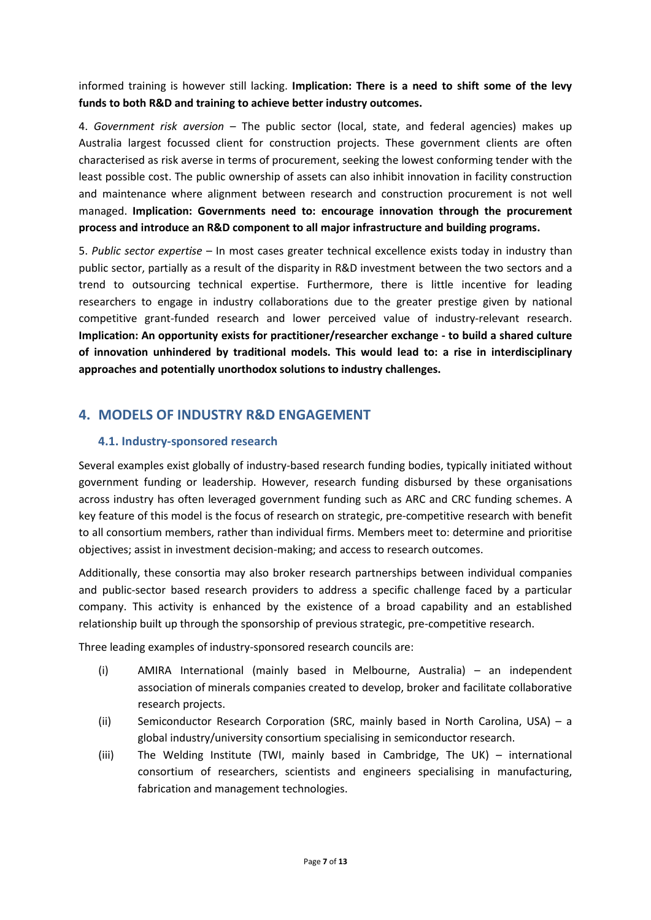informed training is however still lacking. **Implication: There is a need to shift some of the levy funds to both R&D and training to achieve better industry outcomes.**

4. *Government risk aversion* – The public sector (local, state, and federal agencies) makes up Australia largest focussed client for construction projects. These government clients are often characterised as risk averse in terms of procurement, seeking the lowest conforming tender with the least possible cost. The public ownership of assets can also inhibit innovation in facility construction and maintenance where alignment between research and construction procurement is not well managed. **Implication: Governments need to: encourage innovation through the procurement process and introduce an R&D component to all major infrastructure and building programs.**

5. *Public sector expertise* – In most cases greater technical excellence exists today in industry than public sector, partially as a result of the disparity in R&D investment between the two sectors and a trend to outsourcing technical expertise. Furthermore, there is little incentive for leading researchers to engage in industry collaborations due to the greater prestige given by national competitive grant-funded research and lower perceived value of industry-relevant research. **Implication: An opportunity exists for practitioner/researcher exchange - to build a shared culture of innovation unhindered by traditional models. This would lead to: a rise in interdisciplinary approaches and potentially unorthodox solutions to industry challenges.**

## 4. MODELS OF INDUSTRY R&D ENGAGEMENT

### 4.1. Industry-sponsored research

Several examples exist globally of industry-based research funding bodies, typically initiated without government funding or leadership. However, research funding disbursed by these organisations across industry has often leveraged government funding such as ARC and CRC funding schemes. A key feature of this model is the focus of research on strategic, pre-competitive research with benefit to all consortium members, rather than individual firms. Members meet to: determine and prioritise objectives; assist in investment decision-making; and access to research outcomes.

Additionally, these consortia may also broker research partnerships between individual companies and public-sector based research providers to address a specific challenge faced by a particular company. This activity is enhanced by the existence of a broad capability and an established relationship built up through the sponsorship of previous strategic, pre-competitive research.

Three leading examples of industry-sponsored research councils are:

(i) AMIRA International (mainly based in Melbourne, Australia) – an independent association of minerals companies created to develop, broker and facilitate collaborative research projects.

(ii) Semiconductor Research Corporation (SRC, mainly based in North Carolina, USA) – a global industry/university consortium specialising in semiconductor research.

(iii) The Welding Institute (TWI, mainly based in Cambridge, The UK) – international consortium of researchers, scientists and engineers specialising in manufacturing, fabrication and management technologies.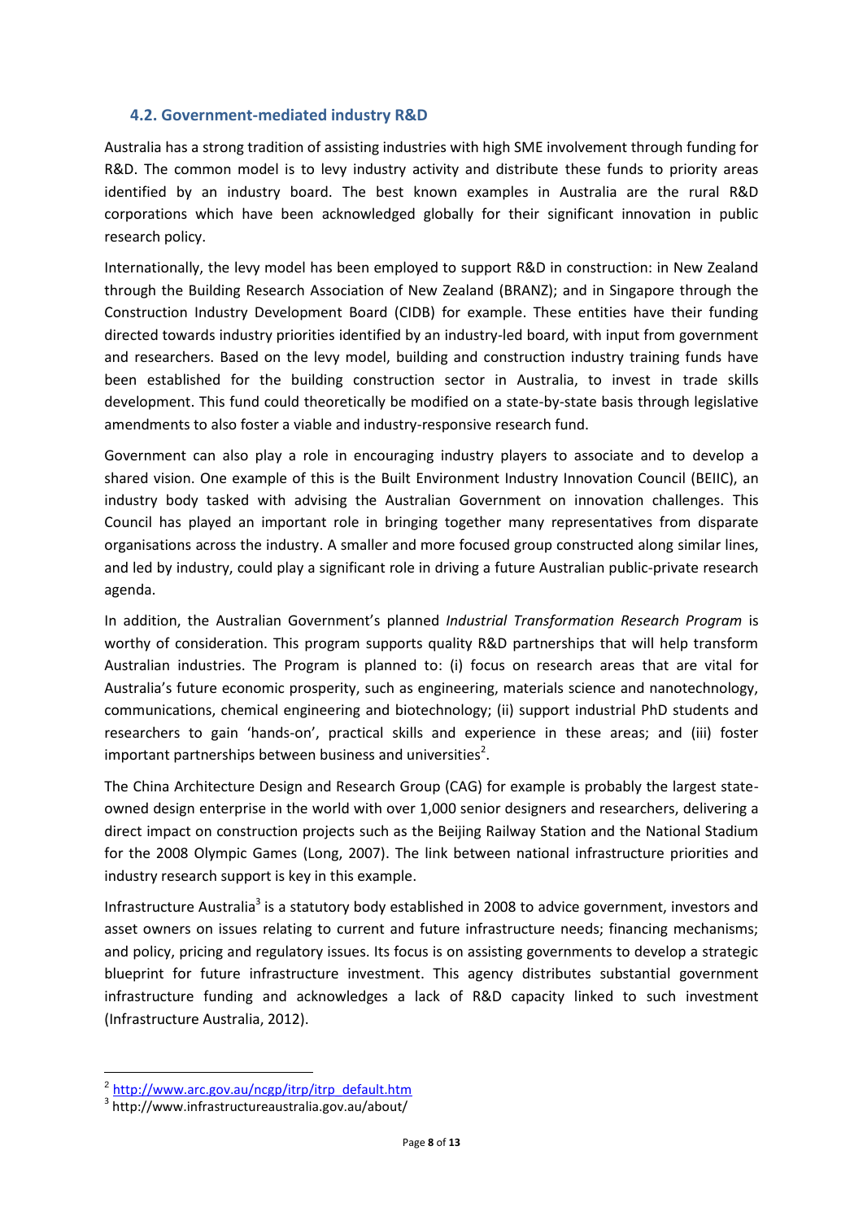### 4.2. Government-mediated industry R&D

Australia has a strong tradition of assisting industries with high SME involvement through funding for R&D. The common model is to levy industry activity and distribute these funds to priority areas identified by an industry board. The best known examples in Australia are the rural R&D corporations which have been acknowledged globally for their significant innovation in public research policy.

Internationally, the levy model has been employed to support R&D in construction: in New Zealand through the Building Research Association of New Zealand (BRANZ); and in Singapore through the Construction Industry Development Board (CIDB) for example. These entities have their funding directed towards industry priorities identified by an industry-led board, with input from government and researchers. Based on the levy model, building and construction industry training funds have been established for the building construction sector in Australia, to invest in trade skills development. This fund could theoretically be modified on a state-by-state basis through legislative amendments to also foster a viable and industry-responsive research fund.

Government can also play a role in encouraging industry players to associate and to develop a shared vision. One example of this is the Built Environment Industry Innovation Council (BEIIC), an industry body tasked with advising the Australian Government on innovation challenges. This Council has played an important role in bringing together many representatives from disparate organisations across the industry. A smaller and more focused group constructed along similar lines, and led by industry, could play a significant role in driving a future Australian public-private research agenda.

In addition, the Australian Government's planned *Industrial Transformation Research Program* is worthy of consideration. This program supports quality R&D partnerships that will help transform Australian industries. The Program is planned to: (i) focus on research areas that are vital for Australia's future economic prosperity, such as engineering, materials science and nanotechnology, communications, chemical engineering and biotechnology; (ii) support industrial PhD students and researchers to gain 'hands-on', practical skills and experience in these areas; and (iii) foster important partnerships between business and universities[2].

The China Architecture Design and Research Group (CAG) for example is probably the largest state-owned design enterprise in the world with over 1,000 senior designers and researchers, delivering a direct impact on construction projects such as the Beijing Railway Station and the National Stadium for the 2008 Olympic Games (Long, 2007). The link between national infrastructure priorities and industry research support is key in this example.

Infrastructure Australia[3] is a statutory body established in 2008 to advice government, investors and asset owners on issues relating to current and future infrastructure needs; financing mechanisms; and policy, pricing and regulatory issues. Its focus is on assisting governments to develop a strategic blueprint for future infrastructure investment. This agency distributes substantial government infrastructure funding and acknowledges a lack of R&D capacity linked to such investment (Infrastructure Australia, 2012).

---

[2] http://www.arc.gov.au/ncgp/itrp/itrp_default.htm

[3] http://www.infrastructureaustralia.gov.au/about/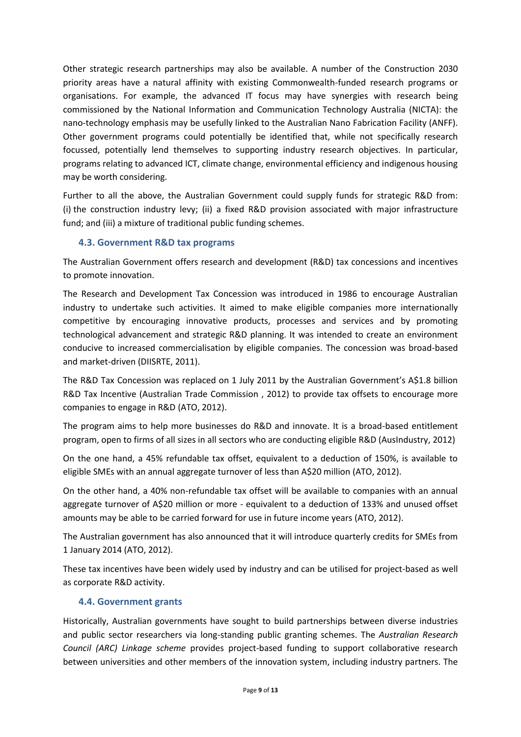Other strategic research partnerships may also be available. A number of the Construction 2030 priority areas have a natural affinity with existing Commonwealth-funded research programs or organisations. For example, the advanced IT focus may have synergies with research being commissioned by the National Information and Communication Technology Australia (NICTA): the nano-technology emphasis may be usefully linked to the Australian Nano Fabrication Facility (ANFF). Other government programs could potentially be identified that, while not specifically research focussed, potentially lend themselves to supporting industry research objectives. In particular, programs relating to advanced ICT, climate change, environmental efficiency and indigenous housing may be worth considering.

Further to all the above, the Australian Government could supply funds for strategic R&D from: (i) the construction industry levy; (ii) a fixed R&D provision associated with major infrastructure fund; and (iii) a mixture of traditional public funding schemes.

### 4.3. Government R&D tax programs

The Australian Government offers research and development (R&D) tax concessions and incentives to promote innovation.

The Research and Development Tax Concession was introduced in 1986 to encourage Australian industry to undertake such activities. It aimed to make eligible companies more internationally competitive by encouraging innovative products, processes and services and by promoting technological advancement and strategic R&D planning. It was intended to create an environment conducive to increased commercialisation by eligible companies. The concession was broad-based and market-driven (DIISRTE, 2011).

The R&D Tax Concession was replaced on 1 July 2011 by the Australian Government's A$1.8 billion R&D Tax Incentive (Australian Trade Commission , 2012) to provide tax offsets to encourage more companies to engage in R&D (ATO, 2012).

The program aims to help more businesses do R&D and innovate. It is a broad-based entitlement program, open to firms of all sizes in all sectors who are conducting eligible R&D (AusIndustry, 2012)

On the one hand, a 45% refundable tax offset, equivalent to a deduction of 150%, is available to eligible SMEs with an annual aggregate turnover of less than A$20 million (ATO, 2012).

On the other hand, a 40% non-refundable tax offset will be available to companies with an annual aggregate turnover of A$20 million or more - equivalent to a deduction of 133% and unused offset amounts may be able to be carried forward for use in future income years (ATO, 2012).

The Australian government has also announced that it will introduce quarterly credits for SMEs from 1 January 2014 (ATO, 2012).

These tax incentives have been widely used by industry and can be utilised for project-based as well as corporate R&D activity.

### 4.4. Government grants

Historically, Australian governments have sought to build partnerships between diverse industries and public sector researchers via long-standing public granting schemes. The *Australian Research Council (ARC) Linkage scheme* provides project-based funding to support collaborative research between universities and other members of the innovation system, including industry partners. The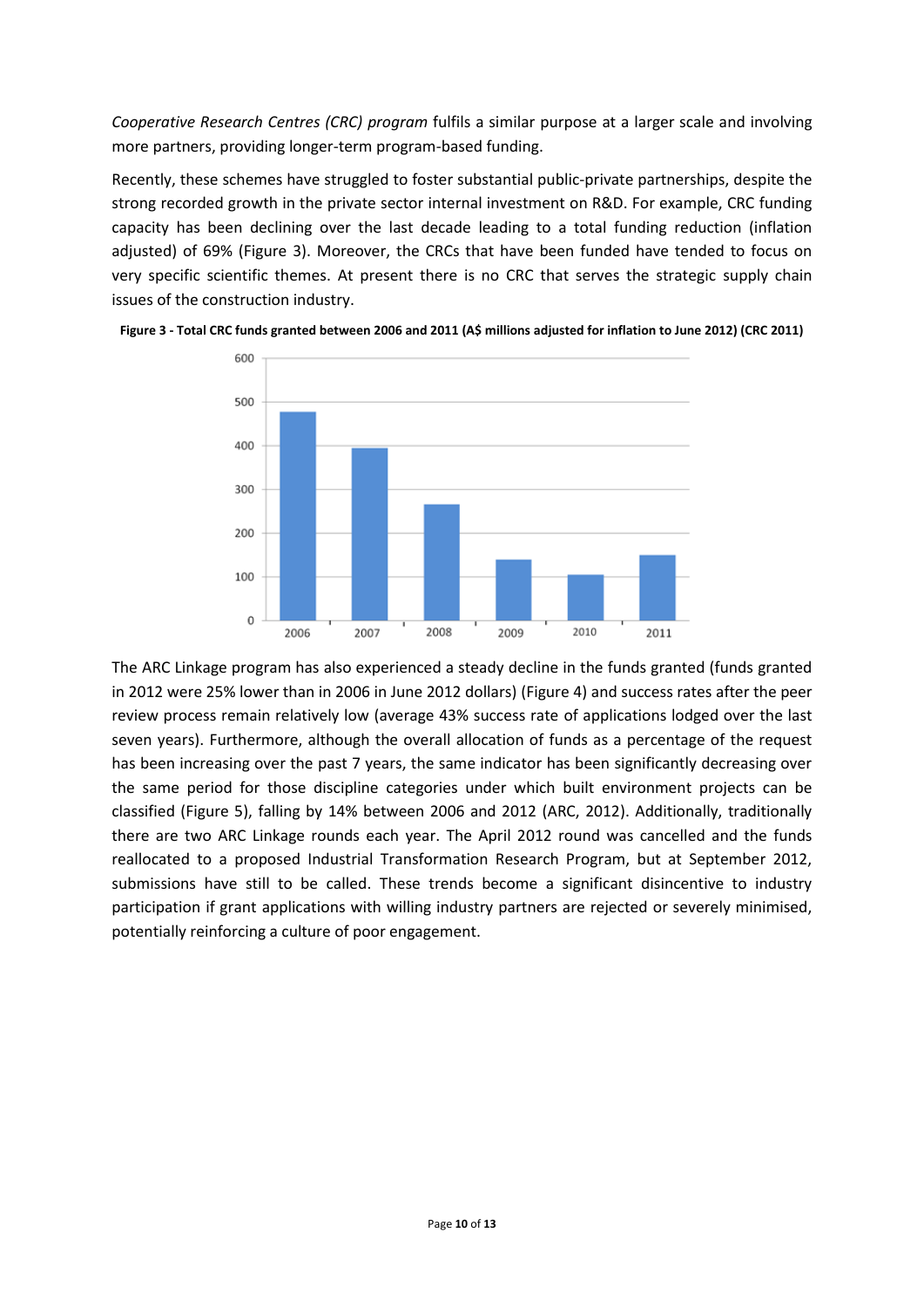*Cooperative Research Centres (CRC) program* fulfils a similar purpose at a larger scale and involving more partners, providing longer-term program-based funding.

Recently, these schemes have struggled to foster substantial public-private partnerships, despite the strong recorded growth in the private sector internal investment on R&D. For example, CRC funding capacity has been declining over the last decade leading to a total funding reduction (inflation adjusted) of 69% (Figure 3). Moreover, the CRCs that have been funded have tended to focus on very specific scientific themes. At present there is no CRC that serves the strategic supply chain issues of the construction industry.

**Figure 3 - Total CRC funds granted between 2006 and 2011 (A$ millions adjusted for inflation to June 2012) (CRC 2011)**

The ARC Linkage program has also experienced a steady decline in the funds granted (funds granted in 2012 were 25% lower than in 2006 in June 2012 dollars) (Figure 4) and success rates after the peer review process remain relatively low (average 43% success rate of applications lodged over the last seven years). Furthermore, although the overall allocation of funds as a percentage of the request has been increasing over the past 7 years, the same indicator has been significantly decreasing over the same period for those discipline categories under which built environment projects can be classified (Figure 5), falling by 14% between 2006 and 2012 (ARC, 2012). Additionally, traditionally there are two ARC Linkage rounds each year. The April 2012 round was cancelled and the funds reallocated to a proposed Industrial Transformation Research Program, but at September 2012, submissions have still to be called. These trends become a significant disincentive to industry participation if grant applications with willing industry partners are rejected or severely minimised, potentially reinforcing a culture of poor engagement.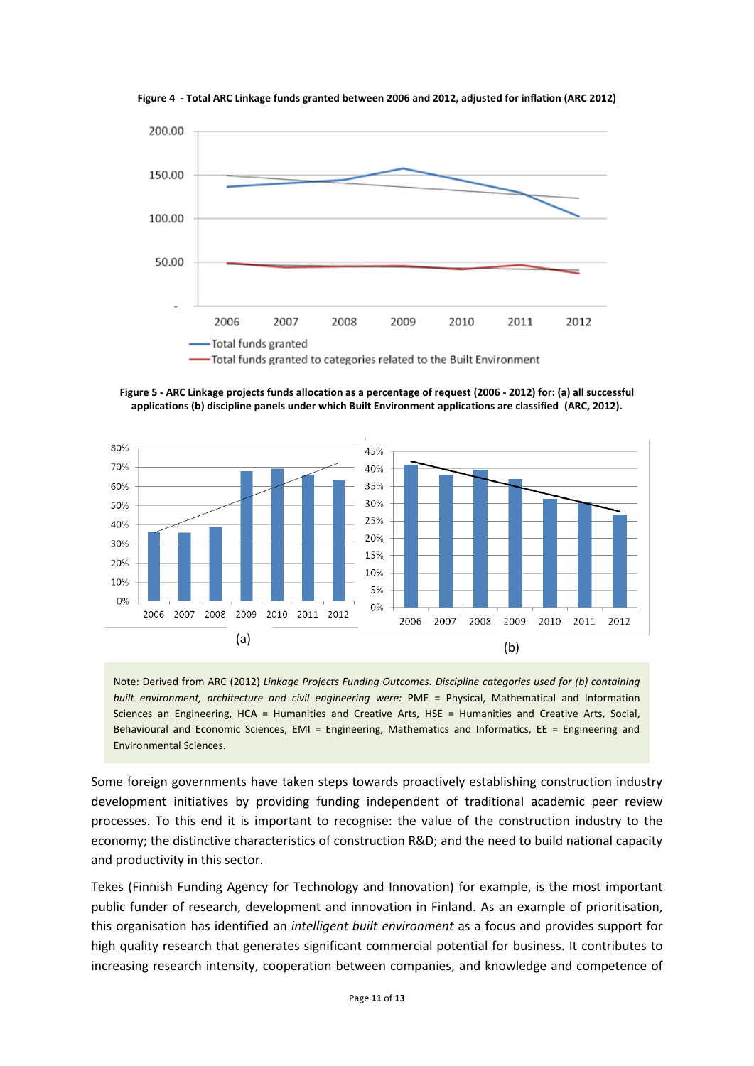**Figure 4 - Total ARC Linkage funds granted between 2006 and 2012, adjusted for inflation (ARC 2012)**

**Figure 5 - ARC Linkage projects funds allocation as a percentage of request (2006 - 2012) for: (a) all successful applications (b) discipline panels under which Built Environment applications are classified (ARC, 2012).**

Note: Derived from ARC (2012) *Linkage Projects Funding Outcomes. Discipline categories used for (b) containing built environment, architecture and civil engineering were:* PME = Physical, Mathematical and Information Sciences an Engineering, HCA = Humanities and Creative Arts, HSE = Humanities and Creative Arts, Social, Behavioural and Economic Sciences, EMI = Engineering, Mathematics and Informatics, EE = Engineering and Environmental Sciences.

Some foreign governments have taken steps towards proactively establishing construction industry development initiatives by providing funding independent of traditional academic peer review processes. To this end it is important to recognise: the value of the construction industry to the economy; the distinctive characteristics of construction R&D; and the need to build national capacity and productivity in this sector.

Tekes (Finnish Funding Agency for Technology and Innovation) for example, is the most important public funder of research, development and innovation in Finland. As an example of prioritisation, this organisation has identified an *intelligent built environment* as a focus and provides support for high quality research that generates significant commercial potential for business. It contributes to increasing research intensity, cooperation between companies, and knowledge and competence of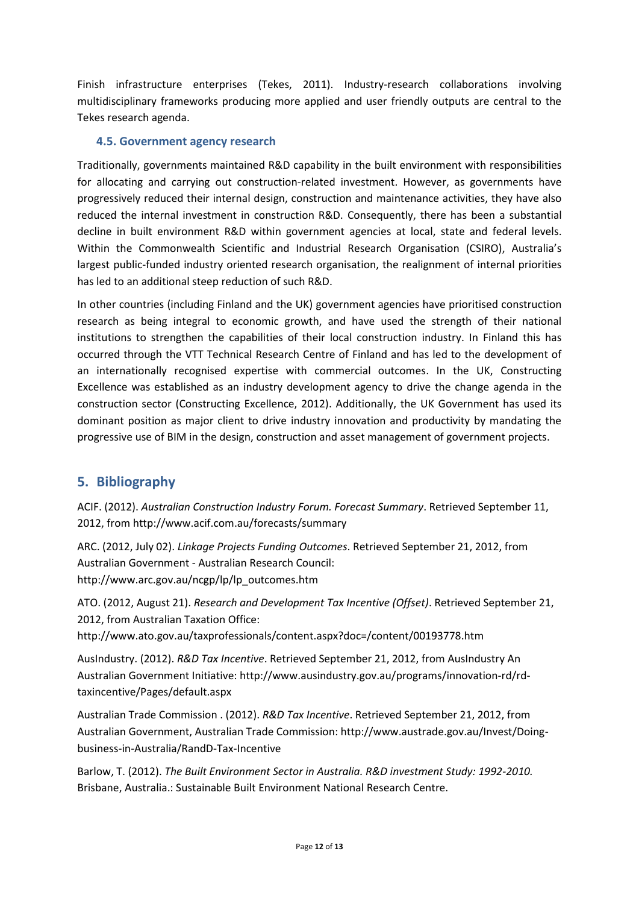Finish infrastructure enterprises (Tekes, 2011). Industry-research collaborations involving multidisciplinary frameworks producing more applied and user friendly outputs are central to the Tekes research agenda.

### 4.5. Government agency research

Traditionally, governments maintained R&D capability in the built environment with responsibilities for allocating and carrying out construction-related investment. However, as governments have progressively reduced their internal design, construction and maintenance activities, they have also reduced the internal investment in construction R&D. Consequently, there has been a substantial decline in built environment R&D within government agencies at local, state and federal levels. Within the Commonwealth Scientific and Industrial Research Organisation (CSIRO), Australia's largest public-funded industry oriented research organisation, the realignment of internal priorities has led to an additional steep reduction of such R&D.

In other countries (including Finland and the UK) government agencies have prioritised construction research as being integral to economic growth, and have used the strength of their national institutions to strengthen the capabilities of their local construction industry. In Finland this has occurred through the VTT Technical Research Centre of Finland and has led to the development of an internationally recognised expertise with commercial outcomes. In the UK, Constructing Excellence was established as an industry development agency to drive the change agenda in the construction sector (Constructing Excellence, 2012). Additionally, the UK Government has used its dominant position as major client to drive industry innovation and productivity by mandating the progressive use of BIM in the design, construction and asset management of government projects.

## 5. Bibliography

ACIF. (2012). *Australian Construction Industry Forum. Forecast Summary*. Retrieved September 11, 2012, from http://www.acif.com.au/forecasts/summary

ARC. (2012, July 02). *Linkage Projects Funding Outcomes*. Retrieved September 21, 2012, from Australian Government - Australian Research Council: http://www.arc.gov.au/ncgp/lp/lp_outcomes.htm

ATO. (2012, August 21). *Research and Development Tax Incentive (Offset)*. Retrieved September 21, 2012, from Australian Taxation Office: http://www.ato.gov.au/taxprofessionals/content.aspx?doc=/content/00193778.htm

AusIndustry. (2012). *R&D Tax Incentive*. Retrieved September 21, 2012, from AusIndustry An Australian Government Initiative: http://www.ausindustry.gov.au/programs/innovation-rd/rd-taxincentive/Pages/default.aspx

Australian Trade Commission . (2012). *R&D Tax Incentive*. Retrieved September 21, 2012, from Australian Government, Australian Trade Commission: http://www.austrade.gov.au/Invest/Doing-business-in-Australia/RandD-Tax-Incentive

Barlow, T. (2012). *The Built Environment Sector in Australia. R&D investment Study: 1992-2010.* Brisbane, Australia.: Sustainable Built Environment National Research Centre.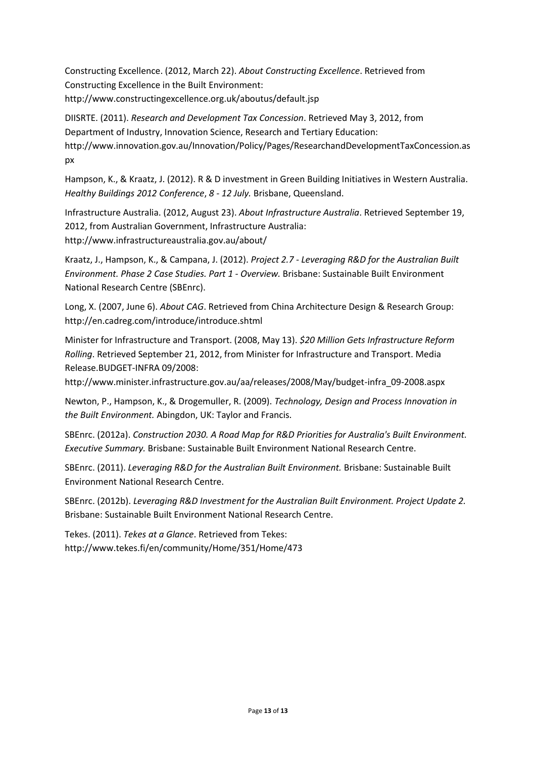Constructing Excellence. (2012, March 22). *About Constructing Excellence*. Retrieved from Constructing Excellence in the Built Environment: http://www.constructingexcellence.org.uk/aboutus/default.jsp

DIISRTE. (2011). *Research and Development Tax Concession*. Retrieved May 3, 2012, from Department of Industry, Innovation Science, Research and Tertiary Education: http://www.innovation.gov.au/Innovation/Policy/Pages/ResearchandDevelopmentTaxConcession.aspx

Hampson, K., & Kraatz, J. (2012). R & D investment in Green Building Initiatives in Western Australia. *Healthy Buildings 2012 Conference*, *8 - 12 July.* Brisbane, Queensland.

Infrastructure Australia. (2012, August 23). *About Infrastructure Australia*. Retrieved September 19, 2012, from Australian Government, Infrastructure Australia: http://www.infrastructureaustralia.gov.au/about/

Kraatz, J., Hampson, K., & Campana, J. (2012). *Project 2.7 - Leveraging R&D for the Australian Built Environment. Phase 2 Case Studies. Part 1 - Overview.* Brisbane: Sustainable Built Environment National Research Centre (SBEnrc).

Long, X. (2007, June 6). *About CAG*. Retrieved from China Architecture Design & Research Group: http://en.cadreg.com/introduce/introduce.shtml

Minister for Infrastructure and Transport. (2008, May 13). *$20 Million Gets Infrastructure Reform Rolling*. Retrieved September 21, 2012, from Minister for Infrastructure and Transport. Media Release.BUDGET-INFRA 09/2008: http://www.minister.infrastructure.gov.au/aa/releases/2008/May/budget-infra_09-2008.aspx

Newton, P., Hampson, K., & Drogemuller, R. (2009). *Technology, Design and Process Innovation in the Built Environment.* Abingdon, UK: Taylor and Francis.

SBEnrc. (2012a). *Construction 2030. A Road Map for R&D Priorities for Australia's Built Environment. Executive Summary.* Brisbane: Sustainable Built Environment National Research Centre.

SBEnrc. (2011). *Leveraging R&D for the Australian Built Environment.* Brisbane: Sustainable Built Environment National Research Centre.

SBEnrc. (2012b). *Leveraging R&D Investment for the Australian Built Environment. Project Update 2.* Brisbane: Sustainable Built Environment National Research Centre.

Tekes. (2011). *Tekes at a Glance*. Retrieved from Tekes: http://www.tekes.fi/en/community/Home/351/Home/473